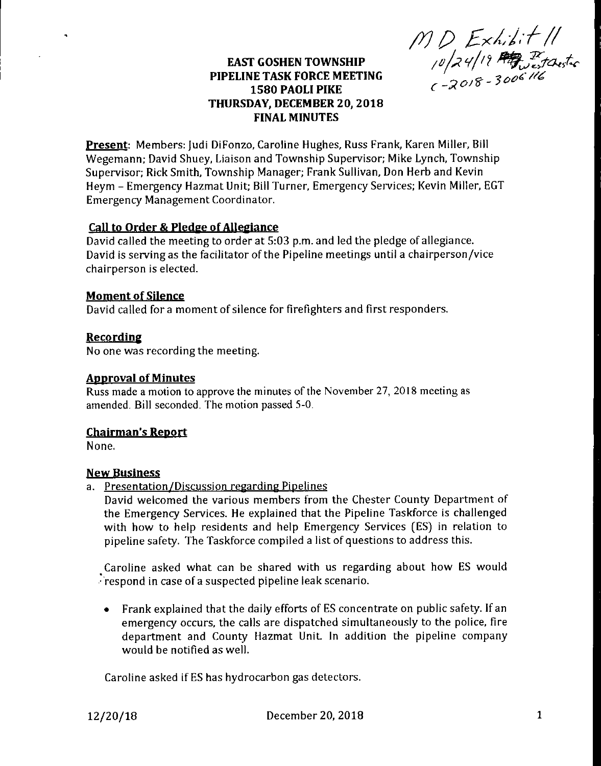MD Exhibit 11
10/24/19 West Chester
C-2018-3006116

# EAST GOSHEN TOWNSHIP
# PIPELINE TASK FORCE MEETING
# 1580 PAOLI PIKE
# THURSDAY, DECEMBER 20, 2018
# FINAL MINUTES

**Present**: Members: Judi DiFonzo, Caroline Hughes, Russ Frank, Karen Miller, Bill Wegemann; David Shuey, Liaison and Township Supervisor; Mike Lynch, Township Supervisor; Rick Smith, Township Manager; Frank Sullivan, Don Herb and Kevin Heym – Emergency Hazmat Unit; Bill Turner, Emergency Services; Kevin Miller, EGT Emergency Management Coordinator.

## Call to Order & Pledge of Allegiance

David called the meeting to order at 5:03 p.m. and led the pledge of allegiance. David is serving as the facilitator of the Pipeline meetings until a chairperson/vice chairperson is elected.

## Moment of Silence

David called for a moment of silence for firefighters and first responders.

## Recording

No one was recording the meeting.

## Approval of Minutes

Russ made a motion to approve the minutes of the November 27, 2018 meeting as amended. Bill seconded. The motion passed 5-0.

## Chairman's Report

None.

## New Business

a. Presentation/Discussion regarding Pipelines

David welcomed the various members from the Chester County Department of the Emergency Services. He explained that the Pipeline Taskforce is challenged with how to help residents and help Emergency Services (ES) in relation to pipeline safety. The Taskforce compiled a list of questions to address this.

Caroline asked what can be shared with us regarding about how ES would respond in case of a suspected pipeline leak scenario.

- Frank explained that the daily efforts of ES concentrate on public safety. If an emergency occurs, the calls are dispatched simultaneously to the police, fire department and County Hazmat Unit. In addition the pipeline company would be notified as well.

Caroline asked if ES has hydrocarbon gas detectors.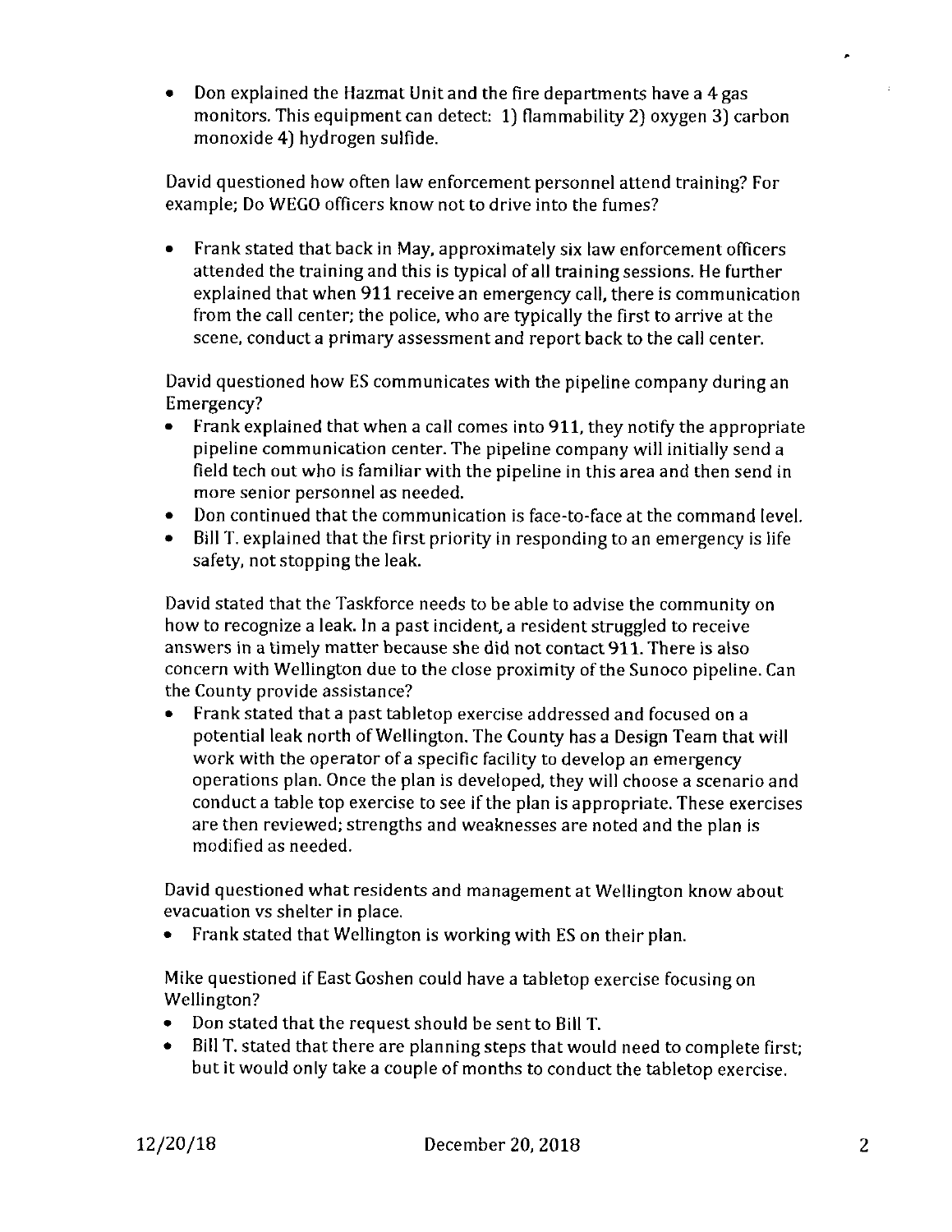- Don explained the Hazmat Unit and the fire departments have a 4 gas monitors. This equipment can detect: 1) flammability 2) oxygen 3) carbon monoxide 4) hydrogen sulfide.

David questioned how often law enforcement personnel attend training? For example; Do WEGO officers know not to drive into the fumes?

- Frank stated that back in May, approximately six law enforcement officers attended the training and this is typical of all training sessions. He further explained that when 911 receive an emergency call, there is communication from the call center; the police, who are typically the first to arrive at the scene, conduct a primary assessment and report back to the call center.

David questioned how ES communicates with the pipeline company during an Emergency?

- Frank explained that when a call comes into 911, they notify the appropriate pipeline communication center. The pipeline company will initially send a field tech out who is familiar with the pipeline in this area and then send in more senior personnel as needed.
- Don continued that the communication is face-to-face at the command level.
- Bill T. explained that the first priority in responding to an emergency is life safety, not stopping the leak.

David stated that the Taskforce needs to be able to advise the community on how to recognize a leak. In a past incident, a resident struggled to receive answers in a timely matter because she did not contact 911. There is also concern with Wellington due to the close proximity of the Sunoco pipeline. Can the County provide assistance?

- Frank stated that a past tabletop exercise addressed and focused on a potential leak north of Wellington. The County has a Design Team that will work with the operator of a specific facility to develop an emergency operations plan. Once the plan is developed, they will choose a scenario and conduct a table top exercise to see if the plan is appropriate. These exercises are then reviewed; strengths and weaknesses are noted and the plan is modified as needed.

David questioned what residents and management at Wellington know about evacuation vs shelter in place.

- Frank stated that Wellington is working with ES on their plan.

Mike questioned if East Goshen could have a tabletop exercise focusing on Wellington?

- Don stated that the request should be sent to Bill T.
- Bill T. stated that there are planning steps that would need to complete first; but it would only take a couple of months to conduct the tabletop exercise.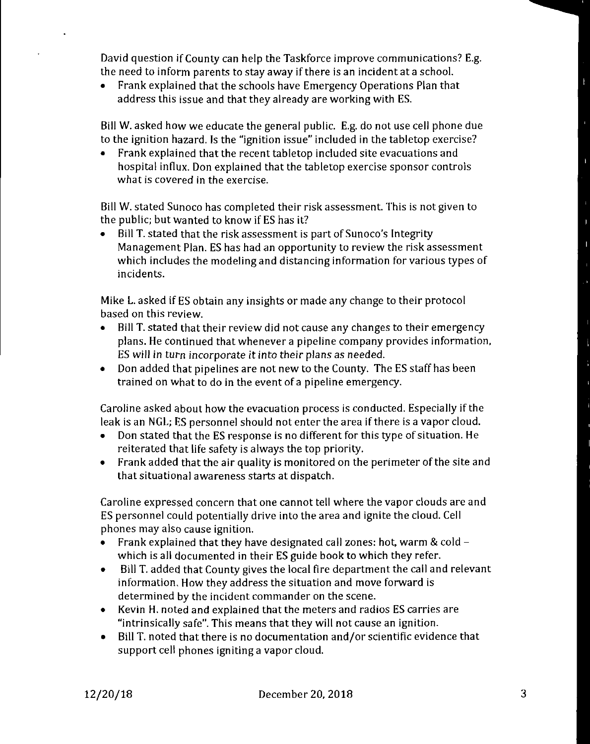David question if County can help the Taskforce improve communications? E.g. the need to inform parents to stay away if there is an incident at a school.

- Frank explained that the schools have Emergency Operations Plan that address this issue and that they already are working with ES.

Bill W. asked how we educate the general public. E.g. do not use cell phone due to the ignition hazard. Is the "ignition issue" included in the tabletop exercise?

- Frank explained that the recent tabletop included site evacuations and hospital influx. Don explained that the tabletop exercise sponsor controls what is covered in the exercise.

Bill W. stated Sunoco has completed their risk assessment. This is not given to the public; but wanted to know if ES has it?

- Bill T. stated that the risk assessment is part of Sunoco's Integrity Management Plan. ES has had an opportunity to review the risk assessment which includes the modeling and distancing information for various types of incidents.

Mike L. asked if ES obtain any insights or made any change to their protocol based on this review.

- Bill T. stated that their review did not cause any changes to their emergency plans. He continued that whenever a pipeline company provides information, ES will in turn incorporate it into their plans as needed.
- Don added that pipelines are not new to the County. The ES staff has been trained on what to do in the event of a pipeline emergency.

Caroline asked about how the evacuation process is conducted. Especially if the leak is an NGL; ES personnel should not enter the area if there is a vapor cloud.

- Don stated that the ES response is no different for this type of situation. He reiterated that life safety is always the top priority.
- Frank added that the air quality is monitored on the perimeter of the site and that situational awareness starts at dispatch.

Caroline expressed concern that one cannot tell where the vapor clouds are and ES personnel could potentially drive into the area and ignite the cloud. Cell phones may also cause ignition.

- Frank explained that they have designated call zones: hot, warm & cold – which is all documented in their ES guide book to which they refer.
- Bill T. added that County gives the local fire department the call and relevant information. How they address the situation and move forward is determined by the incident commander on the scene.
- Kevin H. noted and explained that the meters and radios ES carries are "intrinsically safe". This means that they will not cause an ignition.
- Bill T. noted that there is no documentation and/or scientific evidence that support cell phones igniting a vapor cloud.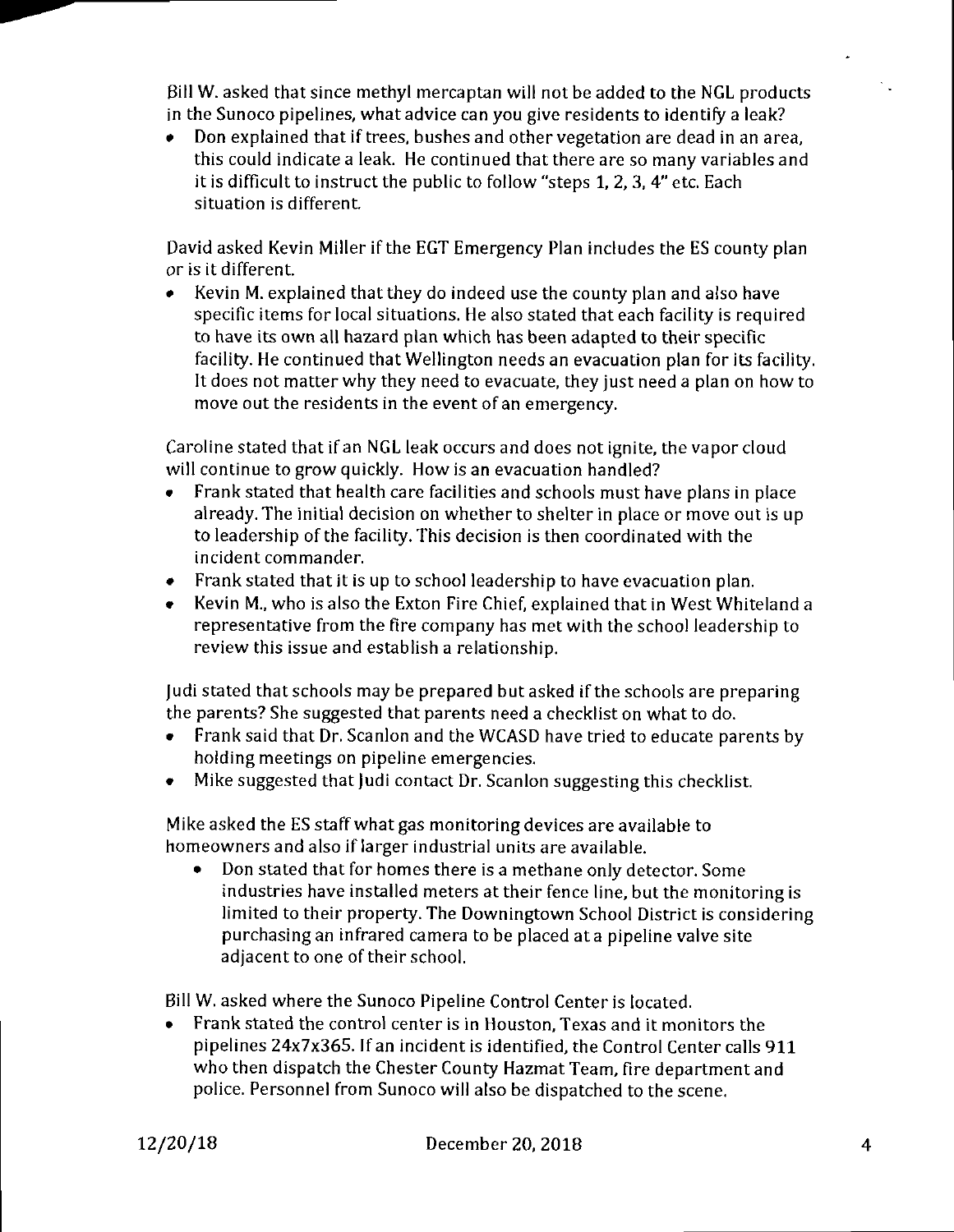Bill W. asked that since methyl mercaptan will not be added to the NGL products in the Sunoco pipelines, what advice can you give residents to identify a leak?

- Don explained that if trees, bushes and other vegetation are dead in an area, this could indicate a leak. He continued that there are so many variables and it is difficult to instruct the public to follow "steps 1, 2, 3, 4" etc. Each situation is different.

David asked Kevin Miller if the EGT Emergency Plan includes the ES county plan or is it different.

- Kevin M. explained that they do indeed use the county plan and also have specific items for local situations. He also stated that each facility is required to have its own all hazard plan which has been adapted to their specific facility. He continued that Wellington needs an evacuation plan for its facility. It does not matter why they need to evacuate, they just need a plan on how to move out the residents in the event of an emergency.

Caroline stated that if an NGL leak occurs and does not ignite, the vapor cloud will continue to grow quickly. How is an evacuation handled?

- Frank stated that health care facilities and schools must have plans in place already. The initial decision on whether to shelter in place or move out is up to leadership of the facility. This decision is then coordinated with the incident commander.
- Frank stated that it is up to school leadership to have evacuation plan.
- Kevin M., who is also the Exton Fire Chief, explained that in West Whiteland a representative from the fire company has met with the school leadership to review this issue and establish a relationship.

Judi stated that schools may be prepared but asked if the schools are preparing the parents? She suggested that parents need a checklist on what to do.

- Frank said that Dr. Scanlon and the WCASD have tried to educate parents by holding meetings on pipeline emergencies.
- Mike suggested that Judi contact Dr. Scanlon suggesting this checklist.

Mike asked the ES staff what gas monitoring devices are available to homeowners and also if larger industrial units are available.

- Don stated that for homes there is a methane only detector. Some industries have installed meters at their fence line, but the monitoring is limited to their property. The Downingtown School District is considering purchasing an infrared camera to be placed at a pipeline valve site adjacent to one of their school.

Bill W. asked where the Sunoco Pipeline Control Center is located.

- Frank stated the control center is in Houston, Texas and it monitors the pipelines 24x7x365. If an incident is identified, the Control Center calls 911 who then dispatch the Chester County Hazmat Team, fire department and police. Personnel from Sunoco will also be dispatched to the scene.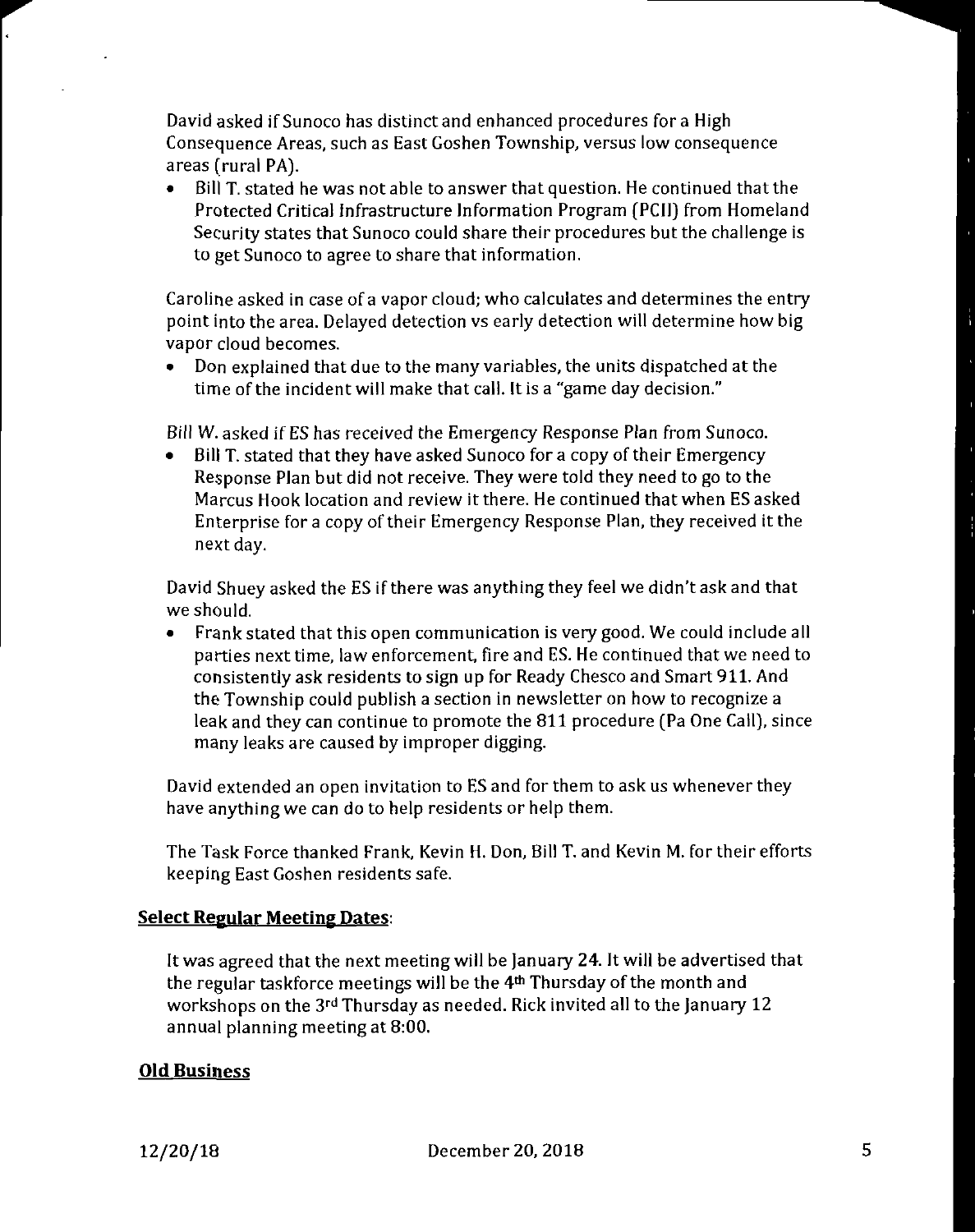David asked if Sunoco has distinct and enhanced procedures for a High Consequence Areas, such as East Goshen Township, versus low consequence areas (rural PA).

- Bill T. stated he was not able to answer that question. He continued that the Protected Critical Infrastructure Information Program (PCII) from Homeland Security states that Sunoco could share their procedures but the challenge is to get Sunoco to agree to share that information.

Caroline asked in case of a vapor cloud; who calculates and determines the entry point into the area. Delayed detection vs early detection will determine how big vapor cloud becomes.

- Don explained that due to the many variables, the units dispatched at the time of the incident will make that call. It is a "game day decision."

Bill W. asked if ES has received the Emergency Response Plan from Sunoco.

- Bill T. stated that they have asked Sunoco for a copy of their Emergency Response Plan but did not receive. They were told they need to go to the Marcus Hook location and review it there. He continued that when ES asked Enterprise for a copy of their Emergency Response Plan, they received it the next day.

David Shuey asked the ES if there was anything they feel we didn't ask and that we should.

- Frank stated that this open communication is very good. We could include all parties next time, law enforcement, fire and ES. He continued that we need to consistently ask residents to sign up for Ready Chesco and Smart 911. And the Township could publish a section in newsletter on how to recognize a leak and they can continue to promote the 811 procedure (Pa One Call), since many leaks are caused by improper digging.

David extended an open invitation to ES and for them to ask us whenever they have anything we can do to help residents or help them.

The Task Force thanked Frank, Kevin H. Don, Bill T. and Kevin M. for their efforts keeping East Goshen residents safe.

## Select Regular Meeting Dates:

It was agreed that the next meeting will be January 24. It will be advertised that the regular taskforce meetings will be the 4th Thursday of the month and workshops on the 3rd Thursday as needed. Rick invited all to the January 12 annual planning meeting at 8:00.

## Old Business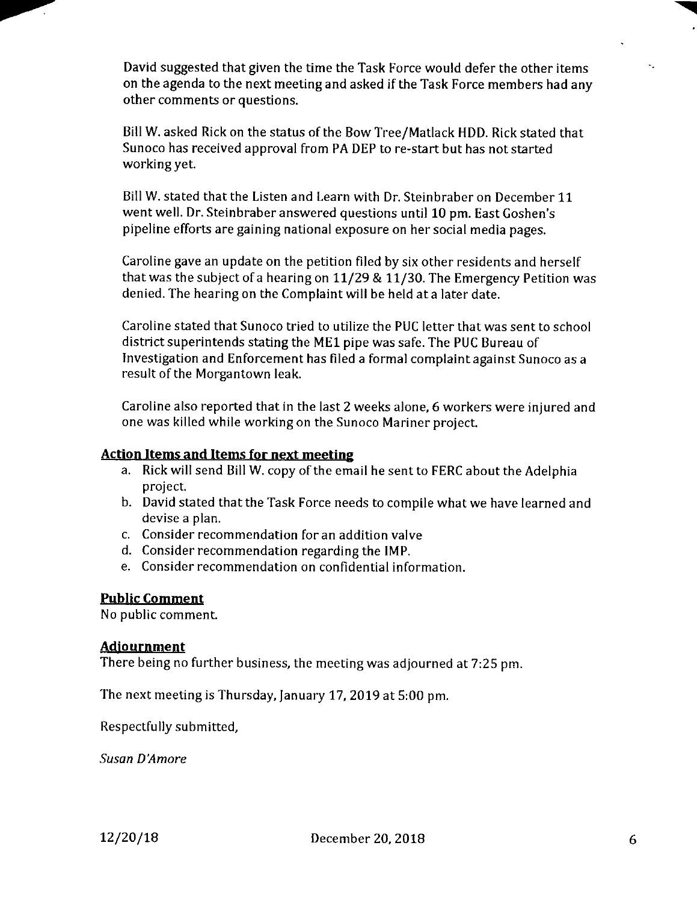David suggested that given the time the Task Force would defer the other items on the agenda to the next meeting and asked if the Task Force members had any other comments or questions.

Bill W. asked Rick on the status of the Bow Tree/Matlack HDD. Rick stated that Sunoco has received approval from PA DEP to re-start but has not started working yet.

Bill W. stated that the Listen and Learn with Dr. Steinbraber on December 11 went well. Dr. Steinbraber answered questions until 10 pm. East Goshen's pipeline efforts are gaining national exposure on her social media pages.

Caroline gave an update on the petition filed by six other residents and herself that was the subject of a hearing on 11/29 & 11/30. The Emergency Petition was denied. The hearing on the Complaint will be held at a later date.

Caroline stated that Sunoco tried to utilize the PUC letter that was sent to school district superintends stating the ME1 pipe was safe. The PUC Bureau of Investigation and Enforcement has filed a formal complaint against Sunoco as a result of the Morgantown leak.

Caroline also reported that in the last 2 weeks alone, 6 workers were injured and one was killed while working on the Sunoco Mariner project.

## Action Items and Items for next meeting

a. Rick will send Bill W. copy of the email he sent to FERC about the Adelphia project.
b. David stated that the Task Force needs to compile what we have learned and devise a plan.
c. Consider recommendation for an addition valve
d. Consider recommendation regarding the IMP.
e. Consider recommendation on confidential information.

## Public Comment

No public comment.

## Adjournment

There being no further business, the meeting was adjourned at 7:25 pm.

The next meeting is Thursday, January 17, 2019 at 5:00 pm.

Respectfully submitted,

*Susan D'Amore*